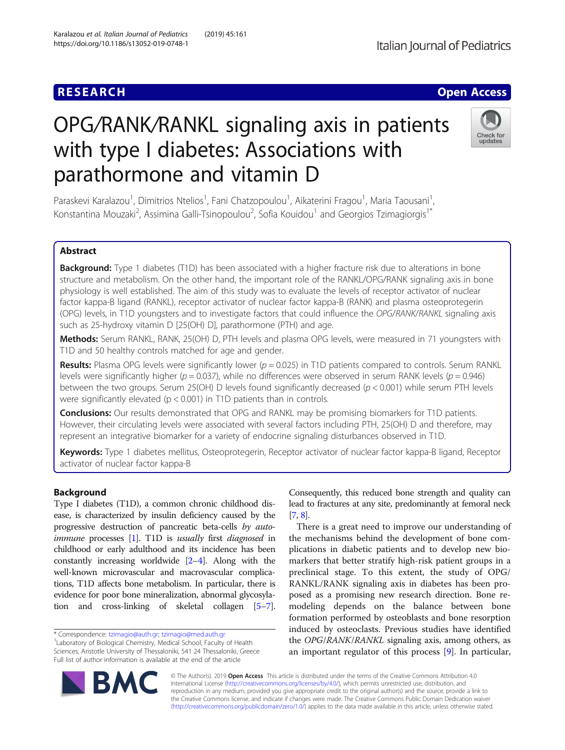RESEARCH

Open Access

# OPG/RANK/RANKL signaling axis in patients with type I diabetes: Associations with parathormone and vitamin D

Paraskevi Karalazou[1], Dimitrios Ntelios[1], Fani Chatzopoulou[1], Aikaterini Fragou[1], Maria Taousani[1], Konstantina Mouzaki[2], Assimina Galli-Tsinopoulou[2], Sofia Kouidou[1] and Georgios Tzimagiorgis[1*]

## Abstract

**Background:** Type 1 diabetes (T1D) has been associated with a higher fracture risk due to alterations in bone structure and metabolism. On the other hand, the important role of the RANKL/OPG/RANK signaling axis in bone physiology is well established. The aim of this study was to evaluate the levels of receptor activator of nuclear factor kappa-B ligand (RANKL), receptor activator of nuclear factor kappa-B (RANK) and plasma osteoprotegerin (OPG) levels, in T1D youngsters and to investigate factors that could influence the *OPG/RANK/RANKL* signaling axis such as 25-hydroxy vitamin D [25(OH) D], parathormone (PTH) and age.

**Methods:** Serum RANKL, RANK, 25(OH) D, PTH levels and plasma OPG levels, were measured in 71 youngsters with T1D and 50 healthy controls matched for age and gender.

**Results:** Plasma OPG levels were significantly lower ($p = 0.025$) in T1D patients compared to controls. Serum RANKL levels were significantly higher ($p = 0.037$), while no differences were observed in serum RANK levels ($p = 0.946$) between the two groups. Serum 25(OH) D levels found significantly decreased ($p < 0.001$) while serum PTH levels were significantly elevated ($p < 0.001$) in T1D patients than in controls.

**Conclusions:** Our results demonstrated that OPG and RANKL may be promising biomarkers for T1D patients. However, their circulating levels were associated with several factors including PTH, 25(OH) D and therefore, may represent an integrative biomarker for a variety of endocrine signaling disturbances observed in T1D.

**Keywords:** Type 1 diabetes mellitus, Osteoprotegerin, Receptor activator of nuclear factor kappa-B ligand, Receptor activator of nuclear factor kappa-B

## Background

Type I diabetes (T1D), a common chronic childhood disease, is characterized by insulin deficiency caused by the progressive destruction of pancreatic beta-cells *by autoimmune* processes [1]. T1D is *usually* first *diagnosed* in childhood or early adulthood and its incidence has been constantly increasing worldwide [2–4]. Along with the well-known microvascular and macrovascular complications, T1D affects bone metabolism. In particular, there is evidence for poor bone mineralization, abnormal glycosylation and cross-linking of skeletal collagen [5–7]. Consequently, this reduced bone strength and quality can lead to fractures at any site, predominantly at femoral neck [7, 8].

There is a great need to improve our understanding of the mechanisms behind the development of bone complications in diabetic patients and to develop new biomarkers that better stratify high-risk patient groups in a preclinical stage. To this extent, the study of OPG/RANKL/RANK signaling axis in diabetes has been proposed as a promising new research direction. Bone remodeling depends on the balance between bone formation performed by osteoblasts and bone resorption induced by osteoclasts. Previous studies have identified the *OPG/RANK/RANKL* signaling axis, among others, as an important regulator of this process [9]. In particular,

* Correspondence: tzimagio@auth.gr; tzimagio@med.auth.gr
[1]Laboratory of Biological Chemistry, Medical School, Faculty of Health Sciences, Aristotle University of Thessaloniki, 541 24 Thessaloniki, Greece
Full list of author information is available at the end of the article

© The Author(s). 2019 **Open Access** This article is distributed under the terms of the Creative Commons Attribution 4.0 International License (http://creativecommons.org/licenses/by/4.0/), which permits unrestricted use, distribution, and reproduction in any medium, provided you give appropriate credit to the original author(s) and the source, provide a link to the Creative Commons license, and indicate if changes were made. The Creative Commons Public Domain Dedication waiver (http://creativecommons.org/publicdomain/zero/1.0/) applies to the data made available in this article, unless otherwise stated.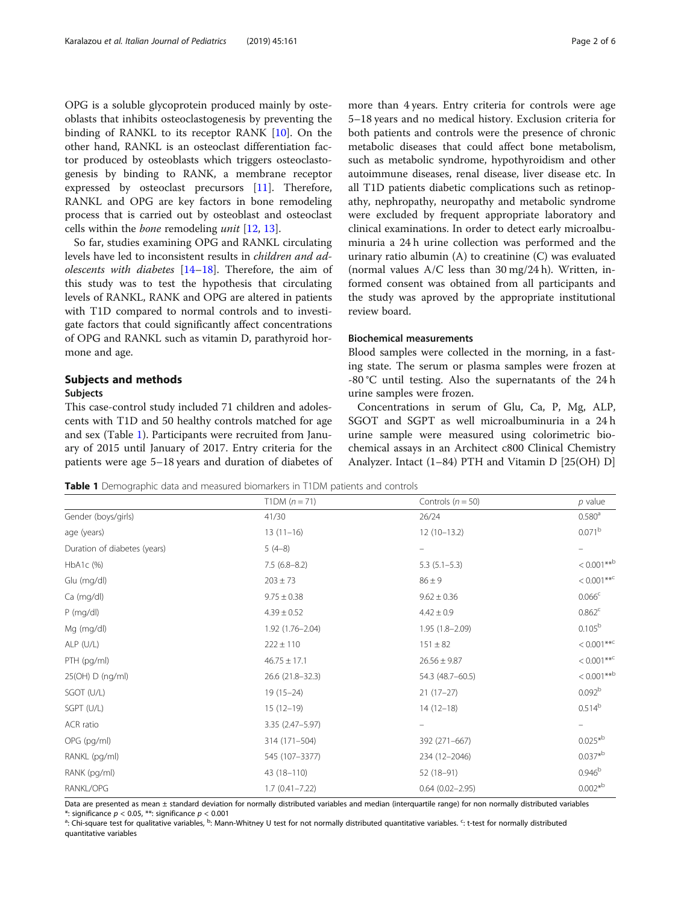OPG is a soluble glycoprotein produced mainly by osteoblasts that inhibits osteoclastogenesis by preventing the binding of RANKL to its receptor RANK [10]. On the other hand, RANKL is an osteoclast differentiation factor produced by osteoblasts which triggers osteoclastogenesis by binding to RANK, a membrane receptor expressed by osteoclast precursors [11]. Therefore, RANKL and OPG are key factors in bone remodeling process that is carried out by osteoblast and osteoclast cells within the *bone* remodeling *unit* [12, 13].

So far, studies examining OPG and RANKL circulating levels have led to inconsistent results in *children and adolescents with diabetes* [14–18]. Therefore, the aim of this study was to test the hypothesis that circulating levels of RANKL, RANK and OPG are altered in patients with T1D compared to normal controls and to investigate factors that could significantly affect concentrations of OPG and RANKL such as vitamin D, parathyroid hormone and age.

## Subjects and methods

### Subjects

This case-control study included 71 children and adolescents with T1D and 50 healthy controls matched for age and sex (Table 1). Participants were recruited from January of 2015 until January of 2017. Entry criteria for the patients were age 5–18 years and duration of diabetes of more than 4 years. Entry criteria for controls were age 5–18 years and no medical history. Exclusion criteria for both patients and controls were the presence of chronic metabolic diseases that could affect bone metabolism, such as metabolic syndrome, hypothyroidism and other autoimmune diseases, renal disease, liver disease etc. In all T1D patients diabetic complications such as retinopathy, nephropathy, neuropathy and metabolic syndrome were excluded by frequent appropriate laboratory and clinical examinations. In order to detect early microalbuminuria a 24 h urine collection was performed and the urinary ratio albumin (A) to creatinine (C) was evaluated (normal values A/C less than 30 mg/24 h). Written, informed consent was obtained from all participants and the study was aproved by the appropriate institutional review board.

### Biochemical measurements

Blood samples were collected in the morning, in a fasting state. The serum or plasma samples were frozen at -80 °C until testing. Also the supernatants of the 24 h urine samples were frozen.

Concentrations in serum of Glu, Ca, P, Mg, ALP, SGOT and SGPT as well microalbuminuria in a 24 h urine sample were measured using colorimetric biochemical assays in an Architect c800 Clinical Chemistry Analyzer. Intact (1–84) PTH and Vitamin D [25(OH) D]

**Table 1** Demographic data and measured biomarkers in T1DM patients and controls

| | T1DM (n = 71) | Controls (n = 50) | p value |
|---|---|---|---|
| Gender (boys/girls) | 41/30 | 26/24 | 0.580[a] |
| age (years) | 13 (11–16) | 12 (10–13.2) | 0.071[b] |
| Duration of diabetes (years) | 5 (4–8) | – | – |
| HbA1c (%) | 7.5 (6.8–8.2) | 5.3 (5.1–5.3) | < 0.001**[b] |
| Glu (mg/dl) | 203 ± 73 | 86 ± 9 | < 0.001**[c] |
| Ca (mg/dl) | 9.75 ± 0.38 | 9.62 ± 0.36 | 0.066[c] |
| P (mg/dl) | 4.39 ± 0.52 | 4.42 ± 0.9 | 0.862[c] |
| Mg (mg/dl) | 1.92 (1.76–2.04) | 1.95 (1.8–2.09) | 0.105[b] |
| ALP (U/L) | 222 ± 110 | 151 ± 82 | < 0.001**[c] |
| PTH (pg/ml) | 46.75 ± 17.1 | 26.56 ± 9.87 | < 0.001**[c] |
| 25(OH) D (ng/ml) | 26.6 (21.8–32.3) | 54.3 (48.7–60.5) | < 0.001**[b] |
| SGOT (U/L) | 19 (15–24) | 21 (17–27) | 0.092[b] |
| SGPT (U/L) | 15 (12–19) | 14 (12–18) | 0.514[b] |
| ACR ratio | 3.35 (2.47–5.97) | – | – |
| OPG (pg/ml) | 314 (171–504) | 392 (271–667) | 0.025*[b] |
| RANKL (pg/ml) | 545 (107–3377) | 234 (12–2046) | 0.037*[b] |
| RANK (pg/ml) | 43 (18–110) | 52 (18–91) | 0.946[b] |
| RANKL/OPG | 1.7 (0.41–7.22) | 0.64 (0.02–2.95) | 0.002*[b] |

Data are presented as mean ± standard deviation for normally distributed variables and median (interquartile range) for non normally distributed variables
*: significance $p < 0.05$, **: significance $p < 0.001$
[a]: Chi-square test for qualitative variables, [b]: Mann-Whitney U test for not normally distributed quantitative variables. [c]: t-test for normally distributed quantitative variables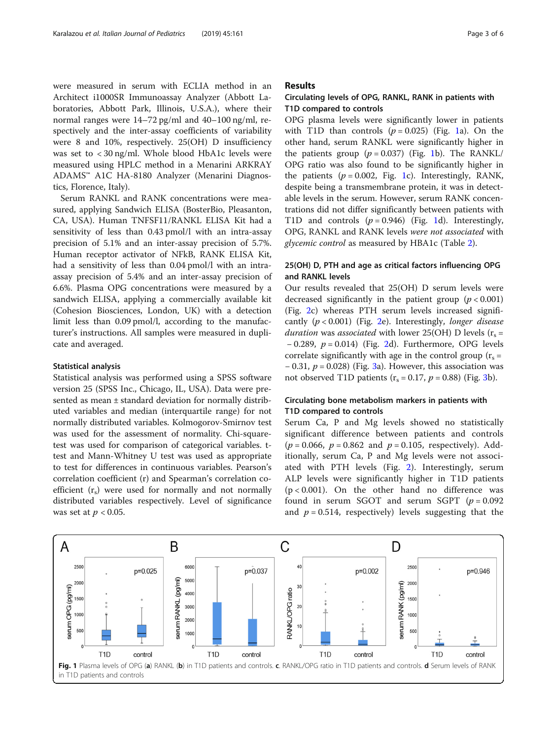were measured in serum with ECLIA method in an Architect i1000SR Immunoassay Analyzer (Abbott Laboratories, Abbott Park, Illinois, U.S.A.), where their normal ranges were 14–72 pg/ml and 40–100 ng/ml, respectively and the inter-assay coefficients of variability were 8 and 10%, respectively. 25(OH) D insufficiency was set to < 30 ng/ml. Whole blood HbA1c levels were measured using HPLC method in a Menarini ARKRAY ADAMS™ A1C HA-8180 Analyzer (Menarini Diagnostics, Florence, Italy).

Serum RANKL and RANK concentrations were measured, applying Sandwich ELISA (BosterBio, Pleasanton, CA, USA). Human TNFSF11/RANKL ELISA Kit had a sensitivity of less than 0.43 pmol/l with an intra-assay precision of 5.1% and an inter-assay precision of 5.7%. Human receptor activator of NFkB, RANK ELISA Kit, had a sensitivity of less than 0.04 pmol/l with an intra-assay precision of 5.4% and an inter-assay precision of 6.6%. Plasma OPG concentrations were measured by a sandwich ELISA, applying a commercially available kit (Cohesion Biosciences, London, UK) with a detection limit less than 0.09 pmol/l, according to the manufacturer's instructions. All samples were measured in duplicate and averaged.

### Statistical analysis

Statistical analysis was performed using a SPSS software version 25 (SPSS Inc., Chicago, IL, USA). Data were presented as mean ± standard deviation for normally distributed variables and median (interquartile range) for not normally distributed variables. Kolmogorov-Smirnov test was used for the assessment of normality. Chi-square-test was used for comparison of categorical variables. t-test and Mann-Whitney U test was used as appropriate to test for differences in continuous variables. Pearson's correlation coefficient (r) and Spearman's correlation coefficient ($r_s$) were used for normally and not normally distributed variables respectively. Level of significance was set at $p < 0.05$.

## Results

### Circulating levels of OPG, RANKL, RANK in patients with T1D compared to controls

OPG plasma levels were significantly lower in patients with T1D than controls ($p = 0.025$) (Fig. 1a). On the other hand, serum RANKL were significantly higher in the patients group ($p = 0.037$) (Fig. 1b). The RANKL/OPG ratio was also found to be significantly higher in the patients ($p = 0.002$, Fig. 1c). Interestingly, RANK, despite being a transmembrane protein, it was in detectable levels in the serum. However, serum RANK concentrations did not differ significantly between patients with T1D and controls ($p = 0.946$) (Fig. 1d). Interestingly, OPG, RANKL and RANK levels *were not associated* with *glycemic control* as measured by HBA1c (Table 2).

### 25(OH) D, PTH and age as critical factors influencing OPG and RANKL levels

Our results revealed that 25(OH) D serum levels were decreased significantly in the patient group ($p < 0.001$) (Fig. 2c) whereas PTH serum levels increased significantly ($p < 0.001$) (Fig. 2e). Interestingly, *longer disease duration* was *associated* with lower 25(OH) D levels ($r_s = -0.289$, $p = 0.014$) (Fig. 2d). Furthermore, OPG levels correlate significantly with age in the control group ($r_s = -0.31$, $p = 0.028$) (Fig. 3a). However, this association was not observed T1D patients ($r_s = 0.17$, $p = 0.88$) (Fig. 3b).

### Circulating bone metabolism markers in patients with T1D compared to controls

Serum Ca, P and Mg levels showed no statistically significant difference between patients and controls ($p = 0.066$, $p = 0.862$ and $p = 0.105$, respectively). Additionally, serum Ca, P and Mg levels were not associated with PTH levels (Fig. 2). Interestingly, serum ALP levels were significantly higher in T1D patients ($p < 0.001$). On the other hand no difference was found in serum SGOT and serum SGPT ($p = 0.092$ and $p = 0.514$, respectively) levels suggesting that the

A
serum OPG (pg/ml)
2500
2000
1500
1000
500
0
p=0.025
T1D
control

B
serum RANKL (pg/ml)
6000
5000
4000
3000
2000
1000
0
p=0.037
T1D
control

C
RANKL/OPG ratio
40
30
20
10
0
p=0.002
T1D
control

D
serum RANK (pg/ml)
2500
2000
1500
1000
500
0
p=0.946
T1D
control

**Fig. 1** Plasma levels of OPG (**a**) RANKL (**b**) in T1D patients and controls. **c**. RANKL/OPG ratio in T1D patients and controls. **d** Serum levels of RANK in T1D patients and controls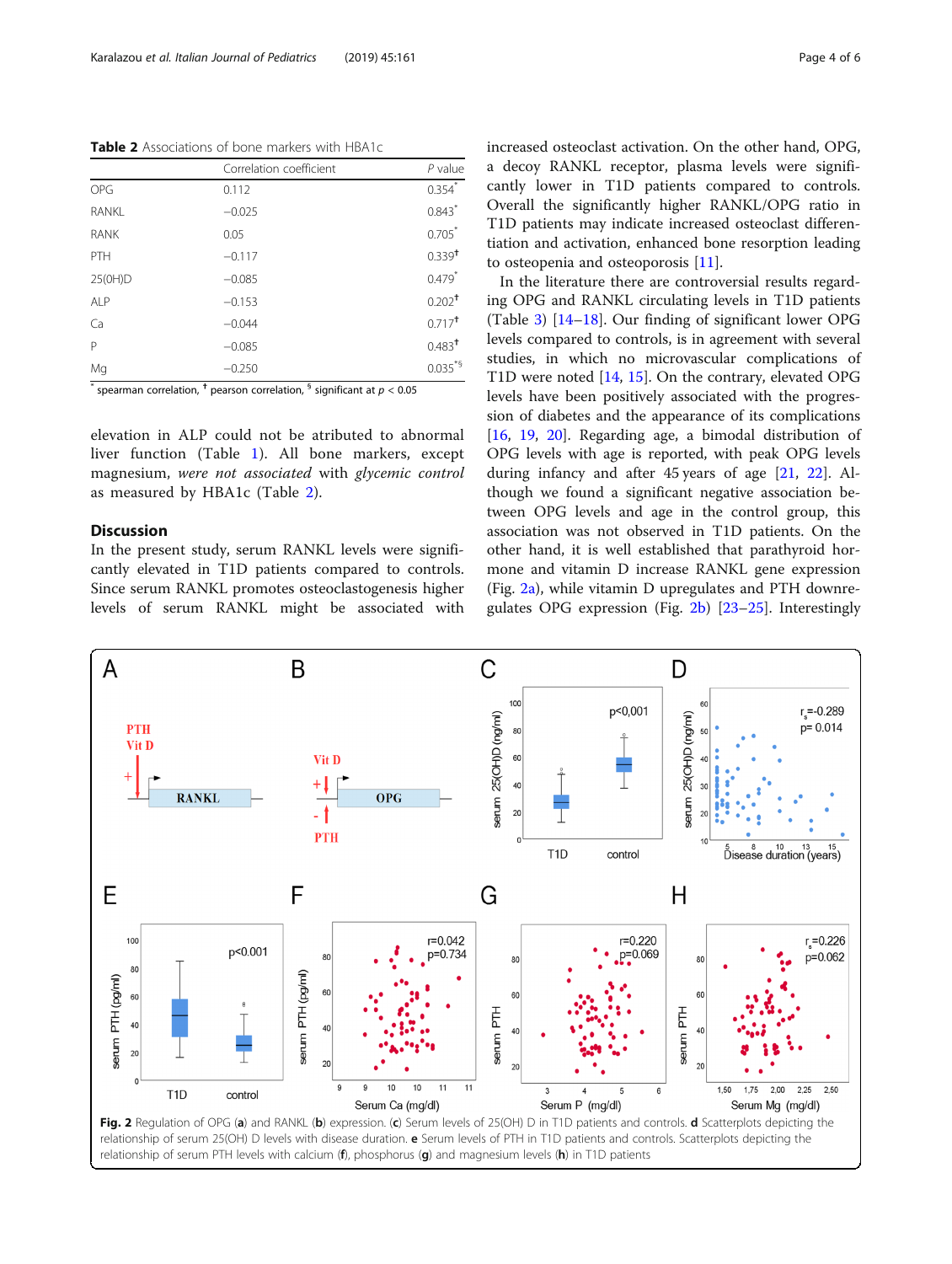**Table 2** Associations of bone markers with HBA1c

| | Correlation coefficient | P value |
|---|---|---|
| OPG | 0.112 | 0.354* |
| RANKL | −0.025 | 0.843* |
| RANK | 0.05 | 0.705* |
| PTH | −0.117 | 0.339† |
| 25(OH)D | −0.085 | 0.479* |
| ALP | −0.153 | 0.202† |
| Ca | −0.044 | 0.717† |
| P | −0.085 | 0.483† |
| Mg | −0.250 | 0.035*§ |

* spearman correlation, † pearson correlation, § significant at $p < 0.05$

elevation in ALP could not be atributed to abnormal liver function (Table 1). All bone markers, except magnesium, *were not associated* with *glycemic control* as measured by HBA1c (Table 2).

## Discussion

In the present study, serum RANKL levels were significantly elevated in T1D patients compared to controls. Since serum RANKL promotes osteoclastogenesis higher levels of serum RANKL might be associated with increased osteoclast activation. On the other hand, OPG, a decoy RANKL receptor, plasma levels were significantly lower in T1D patients compared to controls. Overall the significantly higher RANKL/OPG ratio in T1D patients may indicate increased osteoclast differentiation and activation, enhanced bone resorption leading to osteopenia and osteoporosis [11].

In the literature there are controversial results regarding OPG and RANKL circulating levels in T1D patients (Table 3) [14–18]. Our finding of significant lower OPG levels compared to controls, is in agreement with several studies, in which no microvascular complications of T1D were noted [14, 15]. On the contrary, elevated OPG levels have been positively associated with the progression of diabetes and the appearance of its complications [16, 19, 20]. Regarding age, a bimodal distribution of OPG levels with age is reported, with peak OPG levels during infancy and after 45 years of age [21, 22]. Although we found a significant negative association between OPG levels and age in the control group, this association was not observed in T1D patients. On the other hand, it is well established that parathyroid hormone and vitamin D increase RANKL gene expression (Fig. 2a), while vitamin D upregulates and PTH downregulates OPG expression (Fig. 2b) [23–25]. Interestingly

A
PTH
Vit D
+
RANKL

B
Vit D
+
-
PTH
OPG

C
serum 25(OH)D (ng/ml)
p<0,001
T1D
control

D
serum 25(OH)D (ng/ml)
$r_s$=-0.289
p= 0.014
Disease duration (years)

E
serum PTH (pg/ml)
p<0.001
T1D
control

F
serum PTH (pg/ml)
r=0.042
p=0.734
Serum Ca (mg/dl)

G
serum PTH
r=0.220
p=0.069
Serum P (mg/dl)

H
serum PTH
$r_s$=0.226
p=0.062
Serum Mg (mg/dl)

**Fig. 2** Regulation of OPG (**a**) and RANKL (**b**) expression. (**c**) Serum levels of 25(OH) D in T1D patients and controls. **d** Scatterplots depicting the relationship of serum 25(OH) D levels with disease duration. **e** Serum levels of PTH in T1D patients and controls. Scatterplots depicting the relationship of serum PTH levels with calcium (**f**), phosphorus (**g**) and magnesium levels (**h**) in T1D patients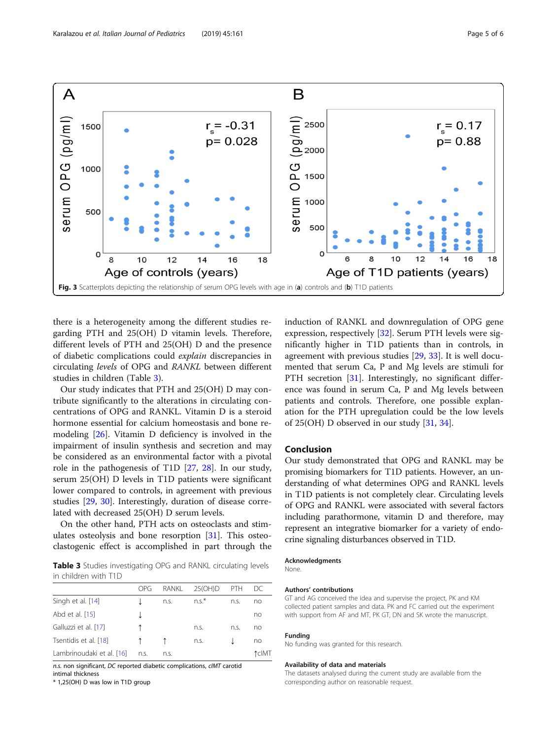A

serum OPG (pg/ml)

1500

1000

500

0

8 10 12 14 16 18

Age of controls (years)

$r_s$ = -0.31
p= 0.028

B

serum OPG (pg/ml)

2500

2000

1500

1000

500

0

6 8 10 12 14 16 18

Age of T1D patients (years)

$r_s$ = 0.17
p= 0.88

**Fig. 3** Scatterplots depicting the relationship of serum OPG levels with age in (**a**) controls and (**b**) T1D patients

there is a heterogeneity among the different studies regarding PTH and 25(OH) D vitamin levels. Therefore, different levels of PTH and 25(OH) D and the presence of diabetic complications could *explain* discrepancies in circulating *levels* of OPG and *RANKL* between different studies in children (Table 3).

Our study indicates that PTH and 25(OH) D may contribute significantly to the alterations in circulating concentrations of OPG and RANKL. Vitamin D is a steroid hormone essential for calcium homeostasis and bone remodeling [26]. Vitamin D deficiency is involved in the impairment of insulin synthesis and secretion and may be considered as an environmental factor with a pivotal role in the pathogenesis of T1D [27, 28]. In our study, serum 25(OH) D levels in T1D patients were significant lower compared to controls, in agreement with previous studies [29, 30]. Interestingly, duration of disease correlated with decreased 25(OH) D serum levels.

On the other hand, PTH acts on osteoclasts and stimulates osteolysis and bone resorption [31]. This osteoclastogenic effect is accomplished in part through the induction of RANKL and downregulation of OPG gene expression, respectively [32]. Serum PTH levels were significantly higher in T1D patients than in controls, in agreement with previous studies [29, 33]. It is well documented that serum Ca, P and Mg levels are stimuli for PTH secretion [31]. Interestingly, no significant difference was found in serum Ca, P and Mg levels between patients and controls. Therefore, one possible explanation for the PTH upregulation could be the low levels of 25(OH) D observed in our study [31, 34].

**Table 3** Studies investigating OPG and RANKL circulating levels in children with T1D

| | OPG | RANKL | 25(OH)D | PTH | DC |
|---|---|---|---|---|---|
| Singh et al. [14] | ↓ | n.s. | n.s.* | n.s. | no |
| Abd et al. [15] | ↓ | | | | no |
| Galluzzi et al. [17] | ↑ | | n.s. | n.s. | no |
| Tsentidis et al. [18] | ↑ | ↑ | n.s. | ↓ | no |
| Lambrinoudaki et al. [16] | n.s. | n.s. | | | ↑cIMT |

*n.s.* non significant, *DC* reported diabetic complications, *cIMT* carotid intimal thickness
* 1,25(OH) D was low in T1D group

## Conclusion

Our study demonstrated that OPG and RANKL may be promising biomarkers for T1D patients. However, an understanding of what determines OPG and RANKL levels in T1D patients is not completely clear. Circulating levels of OPG and RANKL were associated with several factors including parathormone, vitamin D and therefore, may represent an integrative biomarker for a variety of endocrine signaling disturbances observed in T1D.

### Acknowledgments

None.

### Authors' contributions

GT and AG conceived the idea and supervise the project, PK and KM collected patient samples and data. PK and FC carried out the experiment with support from AF and MT, PK GT, DN and SK wrote the manuscript.

### Funding

No funding was granted for this research.

### Availability of data and materials

The datasets analysed during the current study are available from the corresponding author on reasonable request.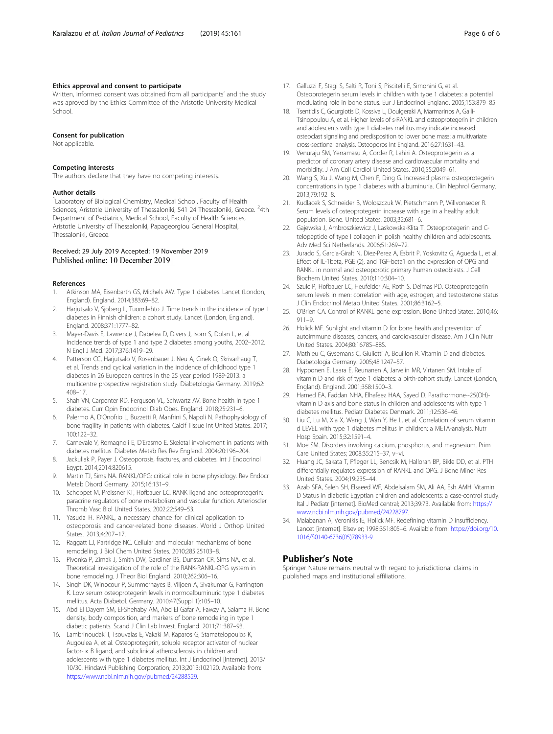#### Ethics approval and consent to participate

Written, informed consent was obtained from all participants' and the study was aproved by the Ethics Committee of the Aristotle University Medical School.

#### Consent for publication

Not applicable.

#### Competing interests

The authors declare that they have no competing interests.

#### Author details

[1]Laboratory of Biological Chemistry, Medical School, Faculty of Health Sciences, Aristotle University of Thessaloniki, 541 24 Thessaloniki, Greece. [2]4th Department of Pediatrics, Medical School, Faculty of Health Sciences, Aristotle University of Thessaloniki, Papageorgiou General Hospital, Thessaloniki, Greece.

Received: 29 July 2019 Accepted: 19 November 2019
Published online: 10 December 2019

#### References

1. Atkinson MA, Eisenbarth GS, Michels AW. Type 1 diabetes. Lancet (London, England). England. 2014;383:69–82.
2. Harjutsalo V, Sjoberg L, Tuomilehto J. Time trends in the incidence of type 1 diabetes in Finnish children: a cohort study. Lancet (London, England). England. 2008;371:1777–82.
3. Mayer-Davis E, Lawrence J, Dabelea D, Divers J, Isom S, Dolan L, et al. Incidence trends of type 1 and type 2 diabetes among youths, 2002–2012. N Engl J Med. 2017;376:1419–29.
4. Patterson CC, Harjutsalo V, Rosenbauer J, Neu A, Cinek O, Skrivarhaug T, et al. Trends and cyclical variation in the incidence of childhood type 1 diabetes in 26 European centres in the 25 year period 1989-2013: a multicentre prospective registration study. Diabetologia Germany. 2019;62: 408–17.
5. Shah VN, Carpenter RD, Ferguson VL, Schwartz AV. Bone health in type 1 diabetes. Curr Opin Endocrinol Diabetes Obes. England. 2018;25:231–6.
6. Palermo A, D'Onofrio L, Buzzetti R, Manfrini S, Napoli N. Pathophysiology of bone fragility in patients with diabetes. Calcif Tissue Int United States. 2017; 100:122–32.
7. Carnevale V, Romagnoli E, D'Erasmo E. Skeletal involvement in patients with diabetes mellitus. Diabetes Metab Res Rev England. 2004;20:196–204.
8. Jackuliak P, Payer J. Osteoporosis, fractures, and diabetes. Int J Endocrinol Egypt. 2014;2014:820615.
9. Martin TJ, Sims NA. RANKL/OPG; critical role in bone physiology. Rev Endocr Metab Disord Germany. 2015;16:131–9.
10. Schoppet M, Preissner KT, Hofbauer LC. RANK ligand and osteoprotegerin: paracrine regulators of bone metabolism and vascular function. Arterioscler Thromb Vasc Biol United States. 2002;22:549–53.
11. Yasuda H. RANKL, a necessary chance for clinical application to osteoporosis and cancer-related bone diseases. World J Orthop United States. 2013;4:207–17.
12. Raggatt LJ, Partridge NC. Cellular and molecular mechanisms of bone remodeling. J Biol Chem United States. 2010;285:25103–8.
13. Pivonka P, Zimak J, Smith DW, Gardiner BS, Dunstan CR, Sims NA, et al. Theoretical investigation of the role of the RANK-RANKL-OPG system in bone remodeling. J Theor Biol England. 2010;262:306–16.
14. Singh DK, Winocour P, Summerhayes B, Viljoen A, Sivakumar G, Farrington K. Low serum osteoprotegerin levels in normoalbuminuric type 1 diabetes mellitus. Acta Diabetol. Germany. 2010;47(Suppl 1):105–10.
15. Abd El Dayem SM, El-Shehaby AM, Abd El Gafar A, Fawzy A, Salama H. Bone density, body composition, and markers of bone remodeling in type 1 diabetic patients. Scand J Clin Lab Invest. England. 2011;71:387–93.
16. Lambrinoudaki I, Tsouvalas E, Vakaki M, Kaparos G, Stamatelopoulos K, Augoulea A, et al. Osteoprotegerin, soluble receptor activator of nuclear factor- κ B ligand, and subclinical atherosclerosis in children and adolescents with type 1 diabetes mellitus. Int J Endocrinol [Internet]. 2013/ 10/30. Hindawi Publishing Corporation; 2013;2013:102120. Available from: https://www.ncbi.nlm.nih.gov/pubmed/24288529.
17. Galluzzi F, Stagi S, Salti R, Toni S, Piscitelli E, Simonini G, et al. Osteoprotegerin serum levels in children with type 1 diabetes: a potential modulating role in bone status. Eur J Endocrinol England. 2005;153:879–85.
18. Tsentidis C, Gourgiotis D, Kossiva L, Doulgeraki A, Marmarinos A, Galli-Tsinopoulou A, et al. Higher levels of s-RANKL and osteoprotegerin in children and adolescents with type 1 diabetes mellitus may indicate increased osteoclast signaling and predisposition to lower bone mass: a multivariate cross-sectional analysis. Osteoporos Int England. 2016;27:1631–43.
19. Venuraju SM, Yerramasu A, Corder R, Lahiri A. Osteoprotegerin as a predictor of coronary artery disease and cardiovascular mortality and morbidity. J Am Coll Cardiol United States. 2010;55:2049–61.
20. Wang S, Xu J, Wang M, Chen F, Ding G. Increased plasma osteoprotegerin concentrations in type 1 diabetes with albuminuria. Clin Nephrol Germany. 2013;79:192–8.
21. Kudlacek S, Schneider B, Woloszczuk W, Pietschmann P, Willvonseder R. Serum levels of osteoprotegerin increase with age in a healthy adult population. Bone. United States. 2003;32:681–6.
22. Gajewska J, Ambroszkiewicz J, Laskowska-Klita T. Osteoprotegerin and C-telopeptide of type I collagen in polish healthy children and adolescents. Adv Med Sci Netherlands. 2006;51:269–72.
23. Jurado S, Garcia-Giralt N, Diez-Perez A, Esbrit P, Yoskovitz G, Agueda L, et al. Effect of IL-1beta, PGE (2), and TGF-beta1 on the expression of OPG and RANKL in normal and osteoporotic primary human osteoblasts. J Cell Biochem United States. 2010;110:304–10.
24. Szulc P, Hofbauer LC, Heufelder AE, Roth S, Delmas PD. Osteoprotegerin serum levels in men: correlation with age, estrogen, and testosterone status. J Clin Endocrinol Metab United States. 2001;86:3162–5.
25. O'Brien CA. Control of RANKL gene expression. Bone United States. 2010;46: 911–9.
26. Holick MF. Sunlight and vitamin D for bone health and prevention of autoimmune diseases, cancers, and cardiovascular disease. Am J Clin Nutr United States. 2004;80:1678S–88S.
27. Mathieu C, Gysemans C, Giulietti A, Bouillon R. Vitamin D and diabetes. Diabetologia Germany. 2005;48:1247–57.
28. Hypponen E, Laara E, Reunanen A, Jarvelin MR, Virtanen SM. Intake of vitamin D and risk of type 1 diabetes: a birth-cohort study. Lancet (London, England). England. 2001;358:1500–3.
29. Hamed EA, Faddan NHA, Elhafeez HAA, Sayed D. Parathormone--25(OH)-vitamin D axis and bone status in children and adolescents with type 1 diabetes mellitus. Pediatr Diabetes Denmark. 2011;12:536–46.
30. Liu C, Lu M, Xia X, Wang J, Wan Y, He L, et al. Correlation of serum vitamin d LEVEL with type 1 diabetes mellitus in children: a META-analysis. Nutr Hosp Spain. 2015;32:1591–4.
31. Moe SM. Disorders involving calcium, phosphorus, and magnesium. Prim Care United States; 2008;35:215–37, v–vi.
32. Huang JC, Sakata T, Pfleger LL, Bencsik M, Halloran BP, Bikle DD, et al. PTH differentially regulates expression of RANKL and OPG. J Bone Miner Res United States. 2004;19:235–44.
33. Azab SFA, Saleh SH, Elsaeed WF, Abdelsalam SM, Ali AA, Esh AMH. Vitamin D Status in diabetic Egyptian children and adolescents: a case-control study. Ital J Pediatr [internet]. BioMed central; 2013;39:73. Available from: https://www.ncbi.nlm.nih.gov/pubmed/24228797.
34. Malabanan A, Veronikis IE, Holick MF. Redefining vitamin D insufficiency. Lancet [internet]. Elsevier; 1998;351:805–6. Available from: https://doi.org/10.1016/S0140-6736(05)78933-9.

## Publisher's Note

Springer Nature remains neutral with regard to jurisdictional claims in published maps and institutional affiliations.